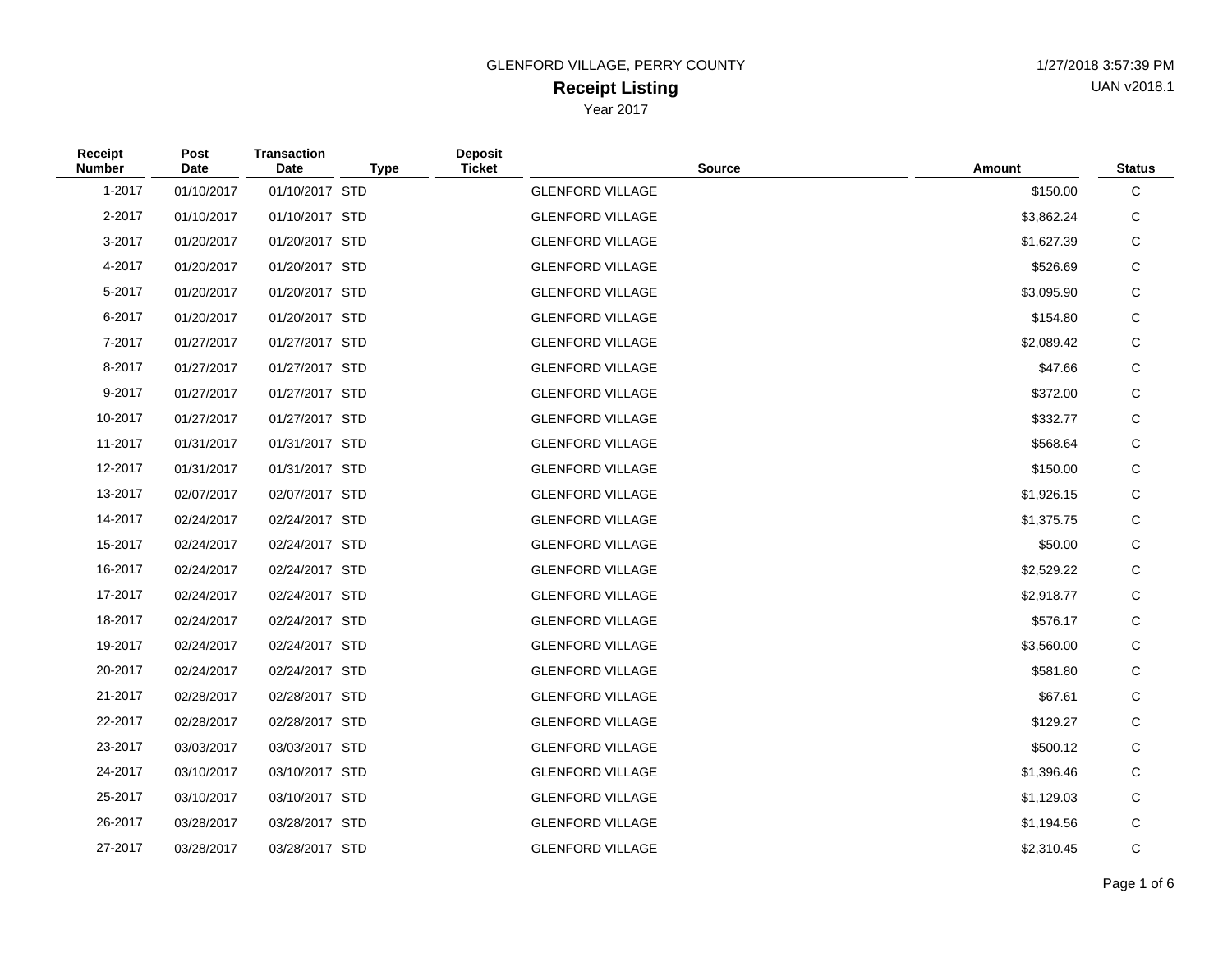GLENFORD VILLAGE, PERRY COUNTY

1/27/2018 3:57:39 PM

# Receipt Listing

UAN v2018.1

Year 2017

| Receipt Number | Post Date | Transaction Date | Type | Deposit Ticket | Source | Amount | Status |
|---|---|---|---|---|---|---|---|
| 1-2017 | 01/10/2017 | 01/10/2017 | STD | | GLENFORD VILLAGE | $150.00 | C |
| 2-2017 | 01/10/2017 | 01/10/2017 | STD | | GLENFORD VILLAGE | $3,862.24 | C |
| 3-2017 | 01/20/2017 | 01/20/2017 | STD | | GLENFORD VILLAGE | $1,627.39 | C |
| 4-2017 | 01/20/2017 | 01/20/2017 | STD | | GLENFORD VILLAGE | $526.69 | C |
| 5-2017 | 01/20/2017 | 01/20/2017 | STD | | GLENFORD VILLAGE | $3,095.90 | C |
| 6-2017 | 01/20/2017 | 01/20/2017 | STD | | GLENFORD VILLAGE | $154.80 | C |
| 7-2017 | 01/27/2017 | 01/27/2017 | STD | | GLENFORD VILLAGE | $2,089.42 | C |
| 8-2017 | 01/27/2017 | 01/27/2017 | STD | | GLENFORD VILLAGE | $47.66 | C |
| 9-2017 | 01/27/2017 | 01/27/2017 | STD | | GLENFORD VILLAGE | $372.00 | C |
| 10-2017 | 01/27/2017 | 01/27/2017 | STD | | GLENFORD VILLAGE | $332.77 | C |
| 11-2017 | 01/31/2017 | 01/31/2017 | STD | | GLENFORD VILLAGE | $568.64 | C |
| 12-2017 | 01/31/2017 | 01/31/2017 | STD | | GLENFORD VILLAGE | $150.00 | C |
| 13-2017 | 02/07/2017 | 02/07/2017 | STD | | GLENFORD VILLAGE | $1,926.15 | C |
| 14-2017 | 02/24/2017 | 02/24/2017 | STD | | GLENFORD VILLAGE | $1,375.75 | C |
| 15-2017 | 02/24/2017 | 02/24/2017 | STD | | GLENFORD VILLAGE | $50.00 | C |
| 16-2017 | 02/24/2017 | 02/24/2017 | STD | | GLENFORD VILLAGE | $2,529.22 | C |
| 17-2017 | 02/24/2017 | 02/24/2017 | STD | | GLENFORD VILLAGE | $2,918.77 | C |
| 18-2017 | 02/24/2017 | 02/24/2017 | STD | | GLENFORD VILLAGE | $576.17 | C |
| 19-2017 | 02/24/2017 | 02/24/2017 | STD | | GLENFORD VILLAGE | $3,560.00 | C |
| 20-2017 | 02/24/2017 | 02/24/2017 | STD | | GLENFORD VILLAGE | $581.80 | C |
| 21-2017 | 02/28/2017 | 02/28/2017 | STD | | GLENFORD VILLAGE | $67.61 | C |
| 22-2017 | 02/28/2017 | 02/28/2017 | STD | | GLENFORD VILLAGE | $129.27 | C |
| 23-2017 | 03/03/2017 | 03/03/2017 | STD | | GLENFORD VILLAGE | $500.12 | C |
| 24-2017 | 03/10/2017 | 03/10/2017 | STD | | GLENFORD VILLAGE | $1,396.46 | C |
| 25-2017 | 03/10/2017 | 03/10/2017 | STD | | GLENFORD VILLAGE | $1,129.03 | C |
| 26-2017 | 03/28/2017 | 03/28/2017 | STD | | GLENFORD VILLAGE | $1,194.56 | C |
| 27-2017 | 03/28/2017 | 03/28/2017 | STD | | GLENFORD VILLAGE | $2,310.45 | C |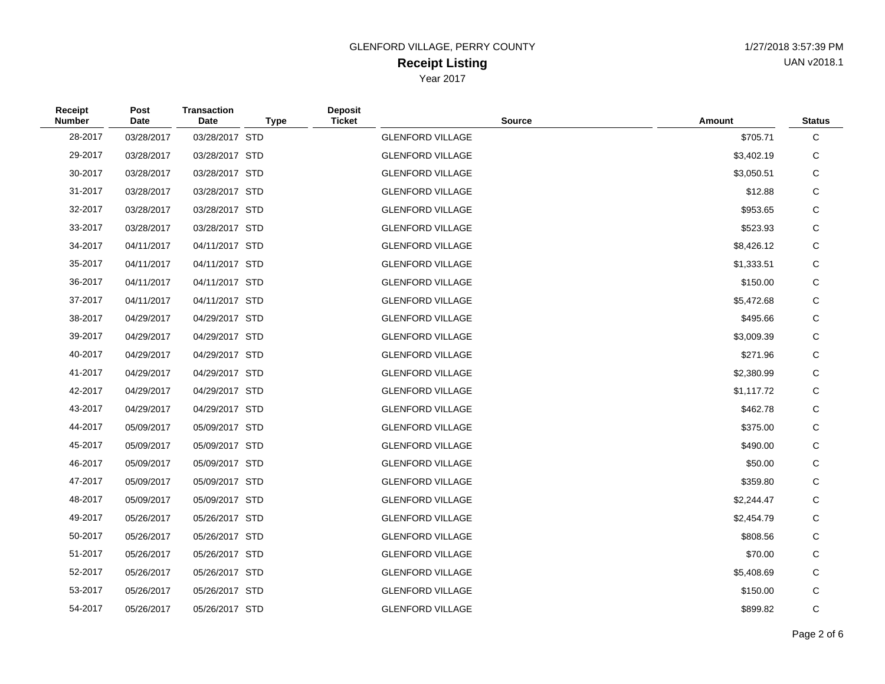GLENFORD VILLAGE, PERRY COUNTY

**Receipt Listing**

Year 2017

1/27/2018 3:57:39 PM

UAN v2018.1

| Receipt Number | Post Date | Transaction Date | Type | Deposit Ticket | Source | Amount | Status |
|---|---|---|---|---|---|---|---|
| 28-2017 | 03/28/2017 | 03/28/2017 | STD | | GLENFORD VILLAGE | $705.71 | C |
| 29-2017 | 03/28/2017 | 03/28/2017 | STD | | GLENFORD VILLAGE | $3,402.19 | C |
| 30-2017 | 03/28/2017 | 03/28/2017 | STD | | GLENFORD VILLAGE | $3,050.51 | C |
| 31-2017 | 03/28/2017 | 03/28/2017 | STD | | GLENFORD VILLAGE | $12.88 | C |
| 32-2017 | 03/28/2017 | 03/28/2017 | STD | | GLENFORD VILLAGE | $953.65 | C |
| 33-2017 | 03/28/2017 | 03/28/2017 | STD | | GLENFORD VILLAGE | $523.93 | C |
| 34-2017 | 04/11/2017 | 04/11/2017 | STD | | GLENFORD VILLAGE | $8,426.12 | C |
| 35-2017 | 04/11/2017 | 04/11/2017 | STD | | GLENFORD VILLAGE | $1,333.51 | C |
| 36-2017 | 04/11/2017 | 04/11/2017 | STD | | GLENFORD VILLAGE | $150.00 | C |
| 37-2017 | 04/11/2017 | 04/11/2017 | STD | | GLENFORD VILLAGE | $5,472.68 | C |
| 38-2017 | 04/29/2017 | 04/29/2017 | STD | | GLENFORD VILLAGE | $495.66 | C |
| 39-2017 | 04/29/2017 | 04/29/2017 | STD | | GLENFORD VILLAGE | $3,009.39 | C |
| 40-2017 | 04/29/2017 | 04/29/2017 | STD | | GLENFORD VILLAGE | $271.96 | C |
| 41-2017 | 04/29/2017 | 04/29/2017 | STD | | GLENFORD VILLAGE | $2,380.99 | C |
| 42-2017 | 04/29/2017 | 04/29/2017 | STD | | GLENFORD VILLAGE | $1,117.72 | C |
| 43-2017 | 04/29/2017 | 04/29/2017 | STD | | GLENFORD VILLAGE | $462.78 | C |
| 44-2017 | 05/09/2017 | 05/09/2017 | STD | | GLENFORD VILLAGE | $375.00 | C |
| 45-2017 | 05/09/2017 | 05/09/2017 | STD | | GLENFORD VILLAGE | $490.00 | C |
| 46-2017 | 05/09/2017 | 05/09/2017 | STD | | GLENFORD VILLAGE | $50.00 | C |
| 47-2017 | 05/09/2017 | 05/09/2017 | STD | | GLENFORD VILLAGE | $359.80 | C |
| 48-2017 | 05/09/2017 | 05/09/2017 | STD | | GLENFORD VILLAGE | $2,244.47 | C |
| 49-2017 | 05/26/2017 | 05/26/2017 | STD | | GLENFORD VILLAGE | $2,454.79 | C |
| 50-2017 | 05/26/2017 | 05/26/2017 | STD | | GLENFORD VILLAGE | $808.56 | C |
| 51-2017 | 05/26/2017 | 05/26/2017 | STD | | GLENFORD VILLAGE | $70.00 | C |
| 52-2017 | 05/26/2017 | 05/26/2017 | STD | | GLENFORD VILLAGE | $5,408.69 | C |
| 53-2017 | 05/26/2017 | 05/26/2017 | STD | | GLENFORD VILLAGE | $150.00 | C |
| 54-2017 | 05/26/2017 | 05/26/2017 | STD | | GLENFORD VILLAGE | $899.82 | C |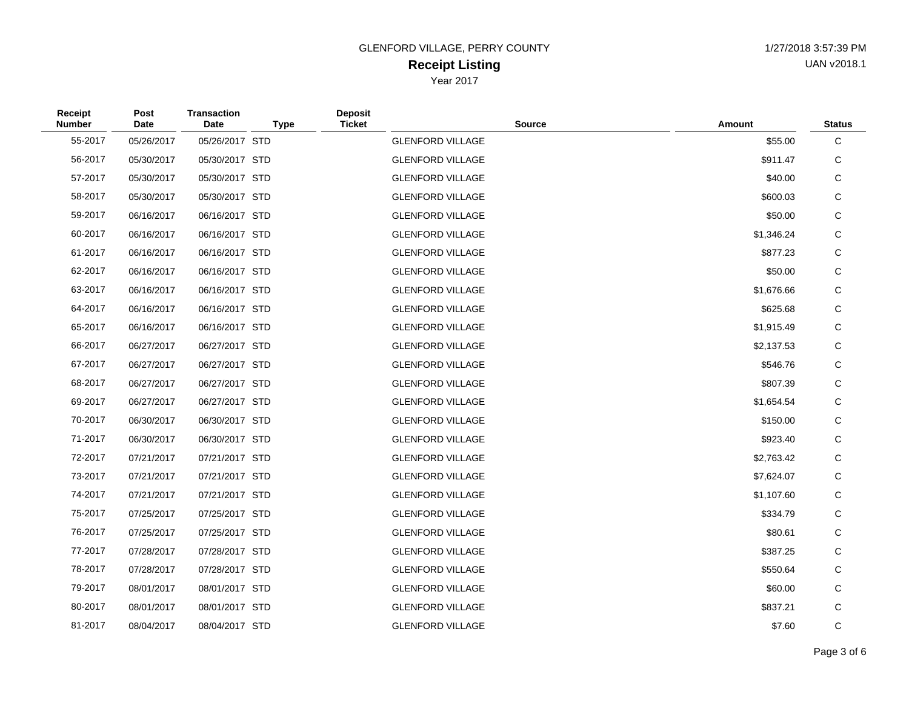GLENFORD VILLAGE, PERRY COUNTY

**Receipt Listing**

Year 2017

1/27/2018 3:57:39 PM

UAN v2018.1

| Receipt Number | Post Date | Transaction Date | Type | Deposit Ticket | Source | Amount | Status |
|---|---|---|---|---|---|---|---|
| 55-2017 | 05/26/2017 | 05/26/2017 | STD | | GLENFORD VILLAGE | $55.00 | C |
| 56-2017 | 05/30/2017 | 05/30/2017 | STD | | GLENFORD VILLAGE | $911.47 | C |
| 57-2017 | 05/30/2017 | 05/30/2017 | STD | | GLENFORD VILLAGE | $40.00 | C |
| 58-2017 | 05/30/2017 | 05/30/2017 | STD | | GLENFORD VILLAGE | $600.03 | C |
| 59-2017 | 06/16/2017 | 06/16/2017 | STD | | GLENFORD VILLAGE | $50.00 | C |
| 60-2017 | 06/16/2017 | 06/16/2017 | STD | | GLENFORD VILLAGE | $1,346.24 | C |
| 61-2017 | 06/16/2017 | 06/16/2017 | STD | | GLENFORD VILLAGE | $877.23 | C |
| 62-2017 | 06/16/2017 | 06/16/2017 | STD | | GLENFORD VILLAGE | $50.00 | C |
| 63-2017 | 06/16/2017 | 06/16/2017 | STD | | GLENFORD VILLAGE | $1,676.66 | C |
| 64-2017 | 06/16/2017 | 06/16/2017 | STD | | GLENFORD VILLAGE | $625.68 | C |
| 65-2017 | 06/16/2017 | 06/16/2017 | STD | | GLENFORD VILLAGE | $1,915.49 | C |
| 66-2017 | 06/27/2017 | 06/27/2017 | STD | | GLENFORD VILLAGE | $2,137.53 | C |
| 67-2017 | 06/27/2017 | 06/27/2017 | STD | | GLENFORD VILLAGE | $546.76 | C |
| 68-2017 | 06/27/2017 | 06/27/2017 | STD | | GLENFORD VILLAGE | $807.39 | C |
| 69-2017 | 06/27/2017 | 06/27/2017 | STD | | GLENFORD VILLAGE | $1,654.54 | C |
| 70-2017 | 06/30/2017 | 06/30/2017 | STD | | GLENFORD VILLAGE | $150.00 | C |
| 71-2017 | 06/30/2017 | 06/30/2017 | STD | | GLENFORD VILLAGE | $923.40 | C |
| 72-2017 | 07/21/2017 | 07/21/2017 | STD | | GLENFORD VILLAGE | $2,763.42 | C |
| 73-2017 | 07/21/2017 | 07/21/2017 | STD | | GLENFORD VILLAGE | $7,624.07 | C |
| 74-2017 | 07/21/2017 | 07/21/2017 | STD | | GLENFORD VILLAGE | $1,107.60 | C |
| 75-2017 | 07/25/2017 | 07/25/2017 | STD | | GLENFORD VILLAGE | $334.79 | C |
| 76-2017 | 07/25/2017 | 07/25/2017 | STD | | GLENFORD VILLAGE | $80.61 | C |
| 77-2017 | 07/28/2017 | 07/28/2017 | STD | | GLENFORD VILLAGE | $387.25 | C |
| 78-2017 | 07/28/2017 | 07/28/2017 | STD | | GLENFORD VILLAGE | $550.64 | C |
| 79-2017 | 08/01/2017 | 08/01/2017 | STD | | GLENFORD VILLAGE | $60.00 | C |
| 80-2017 | 08/01/2017 | 08/01/2017 | STD | | GLENFORD VILLAGE | $837.21 | C |
| 81-2017 | 08/04/2017 | 08/04/2017 | STD | | GLENFORD VILLAGE | $7.60 | C |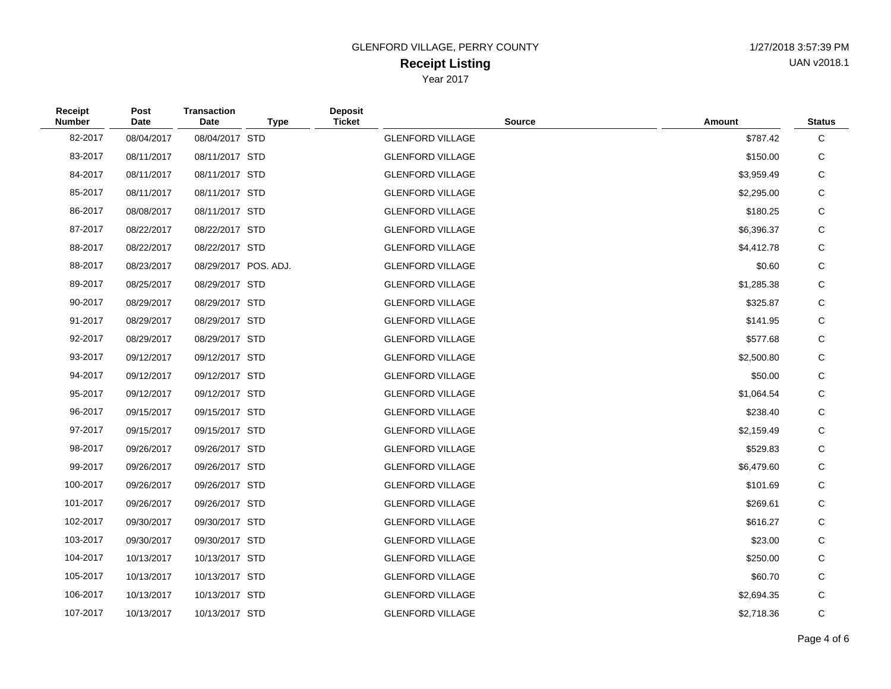GLENFORD VILLAGE, PERRY COUNTY

1/27/2018 3:57:39 PM

## Receipt Listing

UAN v2018.1

Year 2017

| Receipt Number | Post Date | Transaction Date | Type | Deposit Ticket | Source | Amount | Status |
|---|---|---|---|---|---|---|---|
| 82-2017 | 08/04/2017 | 08/04/2017 | STD | | GLENFORD VILLAGE | $787.42 | C |
| 83-2017 | 08/11/2017 | 08/11/2017 | STD | | GLENFORD VILLAGE | $150.00 | C |
| 84-2017 | 08/11/2017 | 08/11/2017 | STD | | GLENFORD VILLAGE | $3,959.49 | C |
| 85-2017 | 08/11/2017 | 08/11/2017 | STD | | GLENFORD VILLAGE | $2,295.00 | C |
| 86-2017 | 08/08/2017 | 08/11/2017 | STD | | GLENFORD VILLAGE | $180.25 | C |
| 87-2017 | 08/22/2017 | 08/22/2017 | STD | | GLENFORD VILLAGE | $6,396.37 | C |
| 88-2017 | 08/22/2017 | 08/22/2017 | STD | | GLENFORD VILLAGE | $4,412.78 | C |
| 88-2017 | 08/23/2017 | 08/29/2017 | POS. ADJ. | | GLENFORD VILLAGE | $0.60 | C |
| 89-2017 | 08/25/2017 | 08/29/2017 | STD | | GLENFORD VILLAGE | $1,285.38 | C |
| 90-2017 | 08/29/2017 | 08/29/2017 | STD | | GLENFORD VILLAGE | $325.87 | C |
| 91-2017 | 08/29/2017 | 08/29/2017 | STD | | GLENFORD VILLAGE | $141.95 | C |
| 92-2017 | 08/29/2017 | 08/29/2017 | STD | | GLENFORD VILLAGE | $577.68 | C |
| 93-2017 | 09/12/2017 | 09/12/2017 | STD | | GLENFORD VILLAGE | $2,500.80 | C |
| 94-2017 | 09/12/2017 | 09/12/2017 | STD | | GLENFORD VILLAGE | $50.00 | C |
| 95-2017 | 09/12/2017 | 09/12/2017 | STD | | GLENFORD VILLAGE | $1,064.54 | C |
| 96-2017 | 09/15/2017 | 09/15/2017 | STD | | GLENFORD VILLAGE | $238.40 | C |
| 97-2017 | 09/15/2017 | 09/15/2017 | STD | | GLENFORD VILLAGE | $2,159.49 | C |
| 98-2017 | 09/26/2017 | 09/26/2017 | STD | | GLENFORD VILLAGE | $529.83 | C |
| 99-2017 | 09/26/2017 | 09/26/2017 | STD | | GLENFORD VILLAGE | $6,479.60 | C |
| 100-2017 | 09/26/2017 | 09/26/2017 | STD | | GLENFORD VILLAGE | $101.69 | C |
| 101-2017 | 09/26/2017 | 09/26/2017 | STD | | GLENFORD VILLAGE | $269.61 | C |
| 102-2017 | 09/30/2017 | 09/30/2017 | STD | | GLENFORD VILLAGE | $616.27 | C |
| 103-2017 | 09/30/2017 | 09/30/2017 | STD | | GLENFORD VILLAGE | $23.00 | C |
| 104-2017 | 10/13/2017 | 10/13/2017 | STD | | GLENFORD VILLAGE | $250.00 | C |
| 105-2017 | 10/13/2017 | 10/13/2017 | STD | | GLENFORD VILLAGE | $60.70 | C |
| 106-2017 | 10/13/2017 | 10/13/2017 | STD | | GLENFORD VILLAGE | $2,694.35 | C |
| 107-2017 | 10/13/2017 | 10/13/2017 | STD | | GLENFORD VILLAGE | $2,718.36 | C |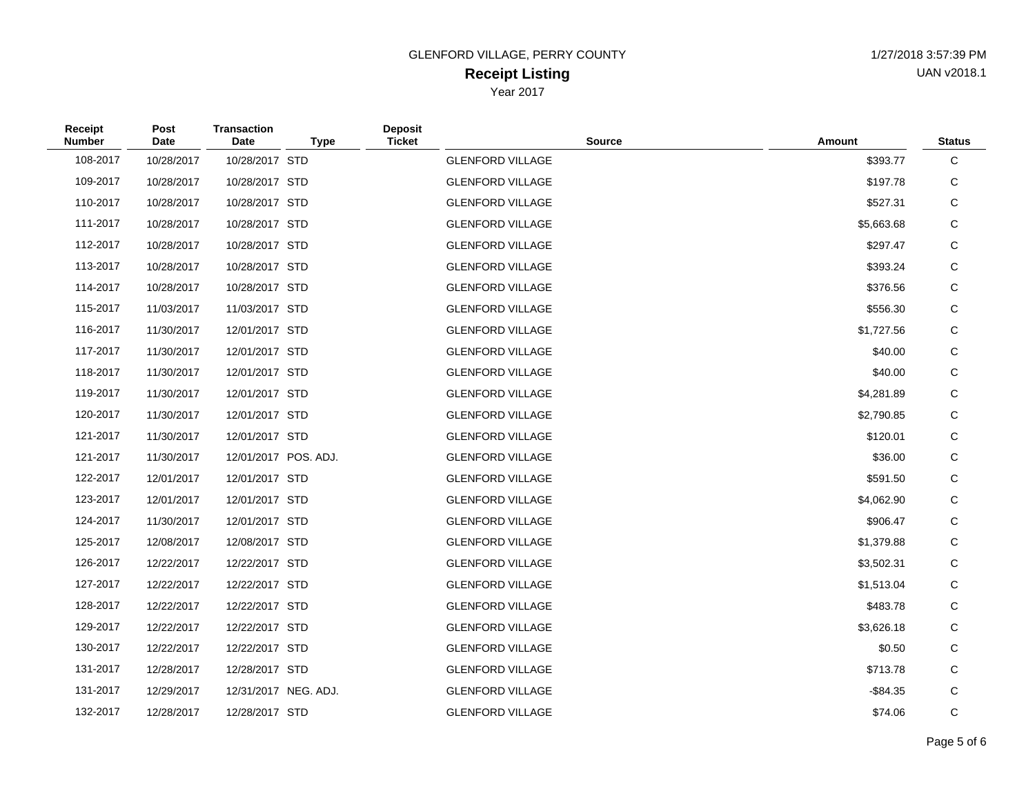GLENFORD VILLAGE, PERRY COUNTY

# Receipt Listing

Year 2017

| Receipt Number | Post Date | Transaction Date | Type | Deposit Ticket | Source | Amount | Status |
|---|---|---|---|---|---|---|---|
| 108-2017 | 10/28/2017 | 10/28/2017 | STD | | GLENFORD VILLAGE | $393.77 | C |
| 109-2017 | 10/28/2017 | 10/28/2017 | STD | | GLENFORD VILLAGE | $197.78 | C |
| 110-2017 | 10/28/2017 | 10/28/2017 | STD | | GLENFORD VILLAGE | $527.31 | C |
| 111-2017 | 10/28/2017 | 10/28/2017 | STD | | GLENFORD VILLAGE | $5,663.68 | C |
| 112-2017 | 10/28/2017 | 10/28/2017 | STD | | GLENFORD VILLAGE | $297.47 | C |
| 113-2017 | 10/28/2017 | 10/28/2017 | STD | | GLENFORD VILLAGE | $393.24 | C |
| 114-2017 | 10/28/2017 | 10/28/2017 | STD | | GLENFORD VILLAGE | $376.56 | C |
| 115-2017 | 11/03/2017 | 11/03/2017 | STD | | GLENFORD VILLAGE | $556.30 | C |
| 116-2017 | 11/30/2017 | 12/01/2017 | STD | | GLENFORD VILLAGE | $1,727.56 | C |
| 117-2017 | 11/30/2017 | 12/01/2017 | STD | | GLENFORD VILLAGE | $40.00 | C |
| 118-2017 | 11/30/2017 | 12/01/2017 | STD | | GLENFORD VILLAGE | $40.00 | C |
| 119-2017 | 11/30/2017 | 12/01/2017 | STD | | GLENFORD VILLAGE | $4,281.89 | C |
| 120-2017 | 11/30/2017 | 12/01/2017 | STD | | GLENFORD VILLAGE | $2,790.85 | C |
| 121-2017 | 11/30/2017 | 12/01/2017 | STD | | GLENFORD VILLAGE | $120.01 | C |
| 121-2017 | 11/30/2017 | 12/01/2017 | POS. ADJ. | | GLENFORD VILLAGE | $36.00 | C |
| 122-2017 | 12/01/2017 | 12/01/2017 | STD | | GLENFORD VILLAGE | $591.50 | C |
| 123-2017 | 12/01/2017 | 12/01/2017 | STD | | GLENFORD VILLAGE | $4,062.90 | C |
| 124-2017 | 11/30/2017 | 12/01/2017 | STD | | GLENFORD VILLAGE | $906.47 | C |
| 125-2017 | 12/08/2017 | 12/08/2017 | STD | | GLENFORD VILLAGE | $1,379.88 | C |
| 126-2017 | 12/22/2017 | 12/22/2017 | STD | | GLENFORD VILLAGE | $3,502.31 | C |
| 127-2017 | 12/22/2017 | 12/22/2017 | STD | | GLENFORD VILLAGE | $1,513.04 | C |
| 128-2017 | 12/22/2017 | 12/22/2017 | STD | | GLENFORD VILLAGE | $483.78 | C |
| 129-2017 | 12/22/2017 | 12/22/2017 | STD | | GLENFORD VILLAGE | $3,626.18 | C |
| 130-2017 | 12/22/2017 | 12/22/2017 | STD | | GLENFORD VILLAGE | $0.50 | C |
| 131-2017 | 12/28/2017 | 12/28/2017 | STD | | GLENFORD VILLAGE | $713.78 | C |
| 131-2017 | 12/29/2017 | 12/31/2017 | NEG. ADJ. | | GLENFORD VILLAGE | -$84.35 | C |
| 132-2017 | 12/28/2017 | 12/28/2017 | STD | | GLENFORD VILLAGE | $74.06 | C |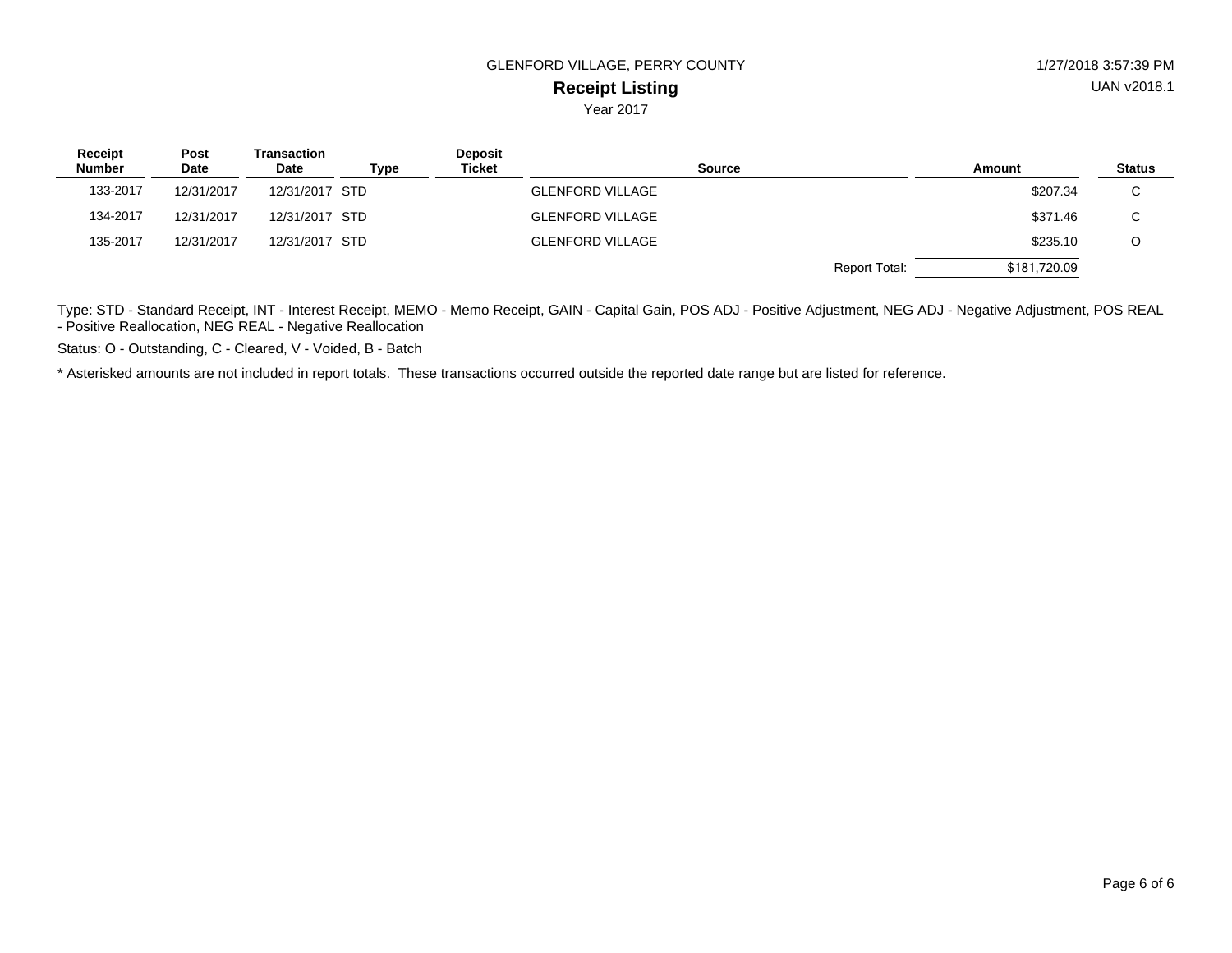GLENFORD VILLAGE, PERRY COUNTY

1/27/2018 3:57:39 PM

## Receipt Listing

UAN v2018.1

Year 2017

| Receipt Number | Post Date | Transaction Date | Type | Deposit Ticket | Source | Amount | Status |
| --- | --- | --- | --- | --- | --- | --- | --- |
| 133-2017 | 12/31/2017 | 12/31/2017 | STD | | GLENFORD VILLAGE | $207.34 | C |
| 134-2017 | 12/31/2017 | 12/31/2017 | STD | | GLENFORD VILLAGE | $371.46 | C |
| 135-2017 | 12/31/2017 | 12/31/2017 | STD | | GLENFORD VILLAGE | $235.10 | O |
| | | | | | Report Total: | $181,720.09 | |

Type: STD - Standard Receipt, INT - Interest Receipt, MEMO - Memo Receipt, GAIN - Capital Gain, POS ADJ - Positive Adjustment, NEG ADJ - Negative Adjustment, POS REAL - Positive Reallocation, NEG REAL - Negative Reallocation

Status: O - Outstanding, C - Cleared, V - Voided, B - Batch

* Asterisked amounts are not included in report totals. These transactions occurred outside the reported date range but are listed for reference.